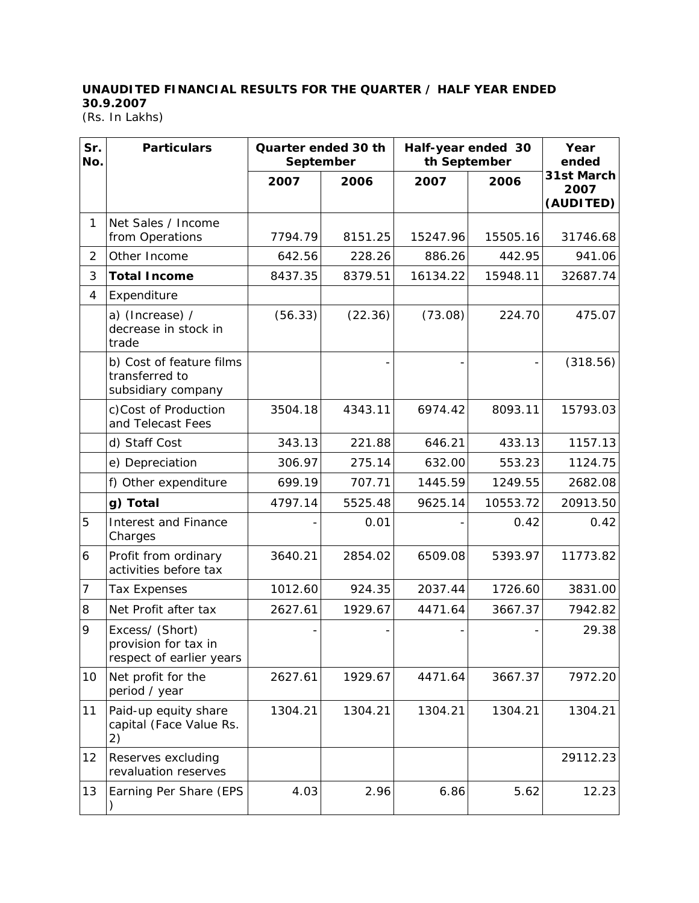**UNAUDITED FINANCIAL RESULTS FOR THE QUARTER / HALF YEAR ENDED 30.9.2007**

*(Rs. In Lakhs)*

| Sr. No. | Particulars | Quarter ended 30 th September | | Half-year ended 30 th September | | Year ended 31st March 2007 (AUDITED) |
|---|---|---|---|---|---|---|
| | | 2007 | 2006 | 2007 | 2006 | |
| 1 | Net Sales / Income from Operations | 7794.79 | 8151.25 | 15247.96 | 15505.16 | 31746.68 |
| 2 | Other Income | 642.56 | 228.26 | 886.26 | 442.95 | 941.06 |
| 3 | **Total Income** | 8437.35 | 8379.51 | 16134.22 | 15948.11 | 32687.74 |
| 4 | Expenditure | | | | | |
| | a) (Increase) / decrease in stock in trade | (56.33) | (22.36) | (73.08) | 224.70 | 475.07 |
| | b) Cost of feature films transferred to subsidiary company | | - | - | - | (318.56) |
| | c)Cost of Production and Telecast Fees | 3504.18 | 4343.11 | 6974.42 | 8093.11 | 15793.03 |
| | d) Staff Cost | 343.13 | 221.88 | 646.21 | 433.13 | 1157.13 |
| | e) Depreciation | 306.97 | 275.14 | 632.00 | 553.23 | 1124.75 |
| | f) Other expenditure | 699.19 | 707.71 | 1445.59 | 1249.55 | 2682.08 |
| | **g) Total** | 4797.14 | 5525.48 | 9625.14 | 10553.72 | 20913.50 |
| 5 | Interest and Finance Charges | - | 0.01 | - | 0.42 | 0.42 |
| 6 | Profit from ordinary activities before tax | 3640.21 | 2854.02 | 6509.08 | 5393.97 | 11773.82 |
| 7 | Tax Expenses | 1012.60 | 924.35 | 2037.44 | 1726.60 | 3831.00 |
| 8 | Net Profit after tax | 2627.61 | 1929.67 | 4471.64 | 3667.37 | 7942.82 |
| 9 | Excess/ (Short) provision for tax in respect of earlier years | - | - | - | - | 29.38 |
| 10 | Net profit for the period / year | 2627.61 | 1929.67 | 4471.64 | 3667.37 | 7972.20 |
| 11 | Paid-up equity share capital (Face Value Rs. 2) | 1304.21 | 1304.21 | 1304.21 | 1304.21 | 1304.21 |
| 12 | Reserves excluding revaluation reserves | | | | | 29112.23 |
| 13 | Earning Per Share (EPS ) | 4.03 | 2.96 | 6.86 | 5.62 | 12.23 |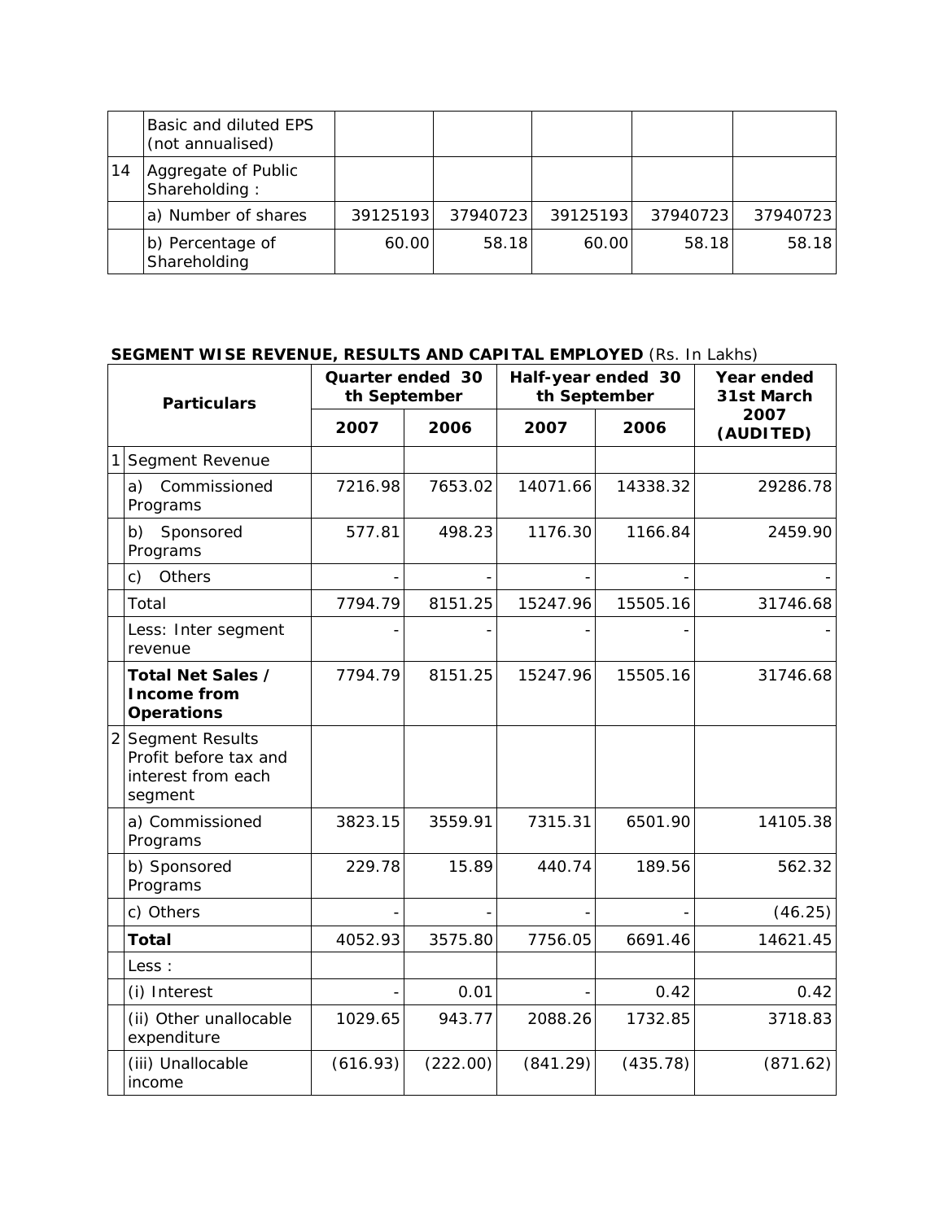|  | Basic and diluted EPS (not annualised) |  |  |  |  |  |
|---|---|---|---|---|---|---|
| 14 | Aggregate of Public Shareholding : |  |  |  |  |  |
|  | a) Number of shares | 39125193 | 37940723 | 39125193 | 37940723 | 37940723 |
|  | b) Percentage of Shareholding | 60.00 | 58.18 | 60.00 | 58.18 | 58.18 |

**SEGMENT WISE REVENUE, RESULTS AND CAPITAL EMPLOYED** (Rs. In Lakhs)

|  | Particulars | Quarter ended 30 th September |  | Half-year ended 30 th September |  | Year ended 31st March |
|---|---|---|---|---|---|---|
|  |  | **2007** | **2006** | **2007** | **2006** | **2007 (AUDITED)** |
| 1 | Segment Revenue |  |  |  |  |  |
|  | a) Commissioned Programs | 7216.98 | 7653.02 | 14071.66 | 14338.32 | 29286.78 |
|  | b) Sponsored Programs | 577.81 | 498.23 | 1176.30 | 1166.84 | 2459.90 |
|  | c) Others | - | - | - | - | - |
|  | Total | 7794.79 | 8151.25 | 15247.96 | 15505.16 | 31746.68 |
|  | Less: Inter segment revenue | - | - | - | - | - |
|  | **Total Net Sales / Income from Operations** | 7794.79 | 8151.25 | 15247.96 | 15505.16 | 31746.68 |
| 2 | Segment Results Profit before tax and interest from each segment |  |  |  |  |  |
|  | a) Commissioned Programs | 3823.15 | 3559.91 | 7315.31 | 6501.90 | 14105.38 |
|  | b) Sponsored Programs | 229.78 | 15.89 | 440.74 | 189.56 | 562.32 |
|  | c) Others | - | - | - | - | (46.25) |
|  | **Total** | 4052.93 | 3575.80 | 7756.05 | 6691.46 | 14621.45 |
|  | Less : |  |  |  |  |  |
|  | (i) Interest | - | 0.01 | - | 0.42 | 0.42 |
|  | (ii) Other unallocable expenditure | 1029.65 | 943.77 | 2088.26 | 1732.85 | 3718.83 |
|  | (iii) Unallocable income | (616.93) | (222.00) | (841.29) | (435.78) | (871.62) |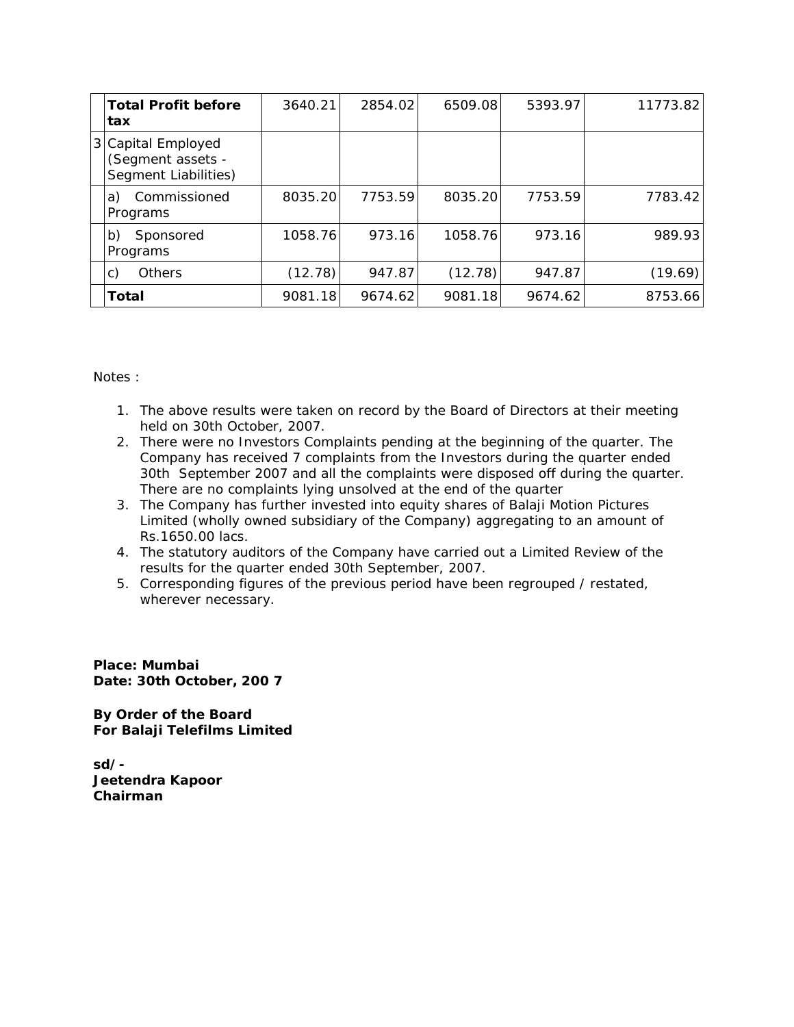| | | | | | | |
|---|---|---|---|---|---|---|
| | **Total Profit before tax** | 3640.21 | 2854.02 | 6509.08 | 5393.97 | 11773.82 |
| 3 | Capital Employed (Segment assets - Segment Liabilities) | | | | | |
| | a) Commissioned Programs | 8035.20 | 7753.59 | 8035.20 | 7753.59 | 7783.42 |
| | b) Sponsored Programs | 1058.76 | 973.16 | 1058.76 | 973.16 | 989.93 |
| | c) Others | (12.78) | 947.87 | (12.78) | 947.87 | (19.69) |
| | **Total** | 9081.18 | 9674.62 | 9081.18 | 9674.62 | 8753.66 |

Notes :

1. The above results were taken on record by the Board of Directors at their meeting held on 30th October, 2007.
2. There were no Investors Complaints pending at the beginning of the quarter. The Company has received 7 complaints from the Investors during the quarter ended 30th September 2007 and all the complaints were disposed off during the quarter. There are no complaints lying unsolved at the end of the quarter
3. The Company has further invested into equity shares of Balaji Motion Pictures Limited (wholly owned subsidiary of the Company) aggregating to an amount of Rs.1650.00 lacs.
4. The statutory auditors of the Company have carried out a Limited Review of the results for the quarter ended 30th September, 2007.
5. Corresponding figures of the previous period have been regrouped / restated, wherever necessary.

**Place: Mumbai**
**Date: 30th October, 200 7**

**By Order of the Board**
**For Balaji Telefilms Limited**

**sd/-**
**Jeetendra Kapoor**
**Chairman**